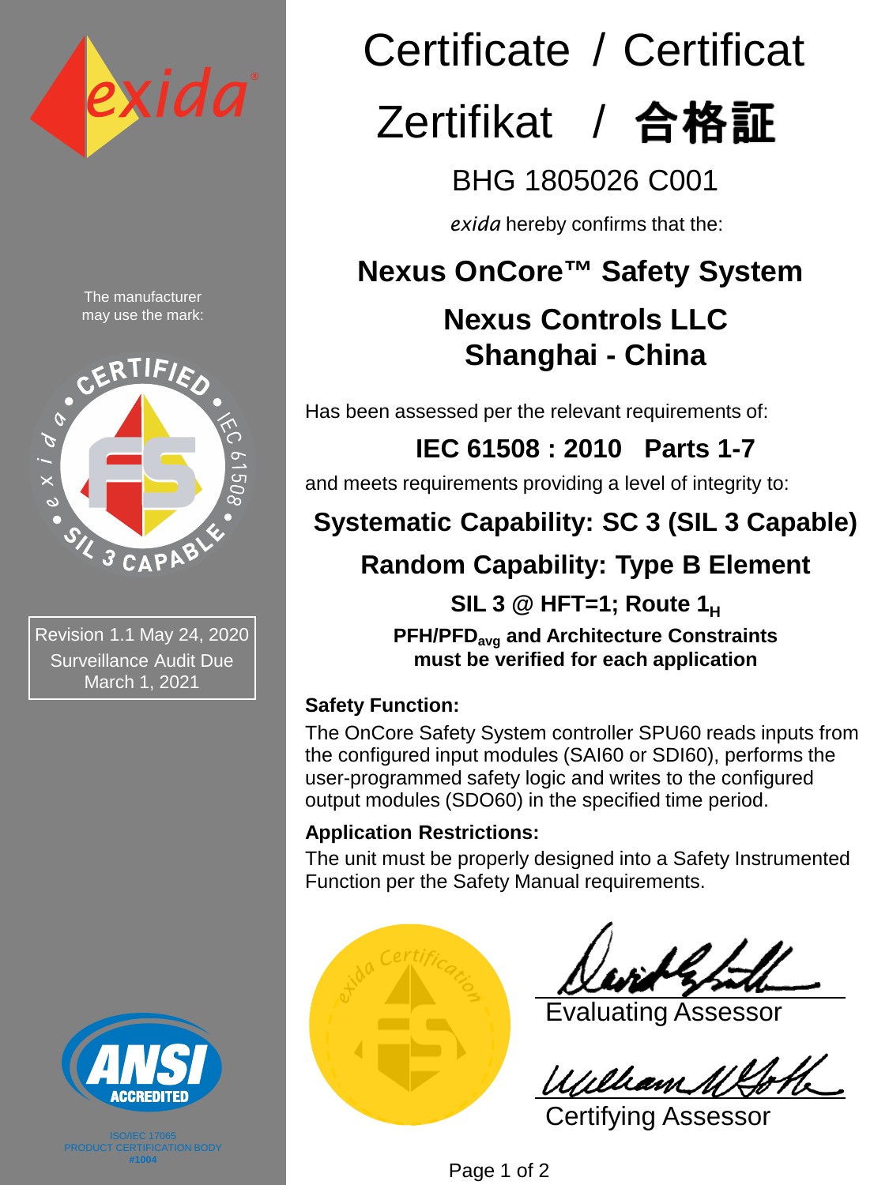# Certificate / Certificat
# Zertifikat / 合格証

## BHG 1805026 C001

*exida* hereby confirms that the:

## Nexus OnCore™ Safety System

## Nexus Controls LLC
## Shanghai - China

The manufacturer may use the mark:

CERTIFIED • IEC 61508 • SIL 3 CAPABLE • exida

Revision 1.1 May 24, 2020
Surveillance Audit Due
March 1, 2021

Has been assessed per the relevant requirements of:

**IEC 61508 : 2010 Parts 1-7**

and meets requirements providing a level of integrity to:

**Systematic Capability: SC 3 (SIL 3 Capable)**

**Random Capability: Type B Element**

**SIL 3 @ HFT=1; Route $1_H$**

**$PFH/PFD_{avg}$ and Architecture Constraints must be verified for each application**

**Safety Function:**

The OnCore Safety System controller SPU60 reads inputs from the configured input modules (SAI60 or SDI60), performs the user-programmed safety logic and writes to the configured output modules (SDO60) in the specified time period.

**Application Restrictions:**

The unit must be properly designed into a Safety Instrumented Function per the Safety Manual requirements.

Evaluating Assessor

Certifying Assessor

ANSI ACCREDITED
ISO/IEC 17065
PRODUCT CERTIFICATION BODY
#1004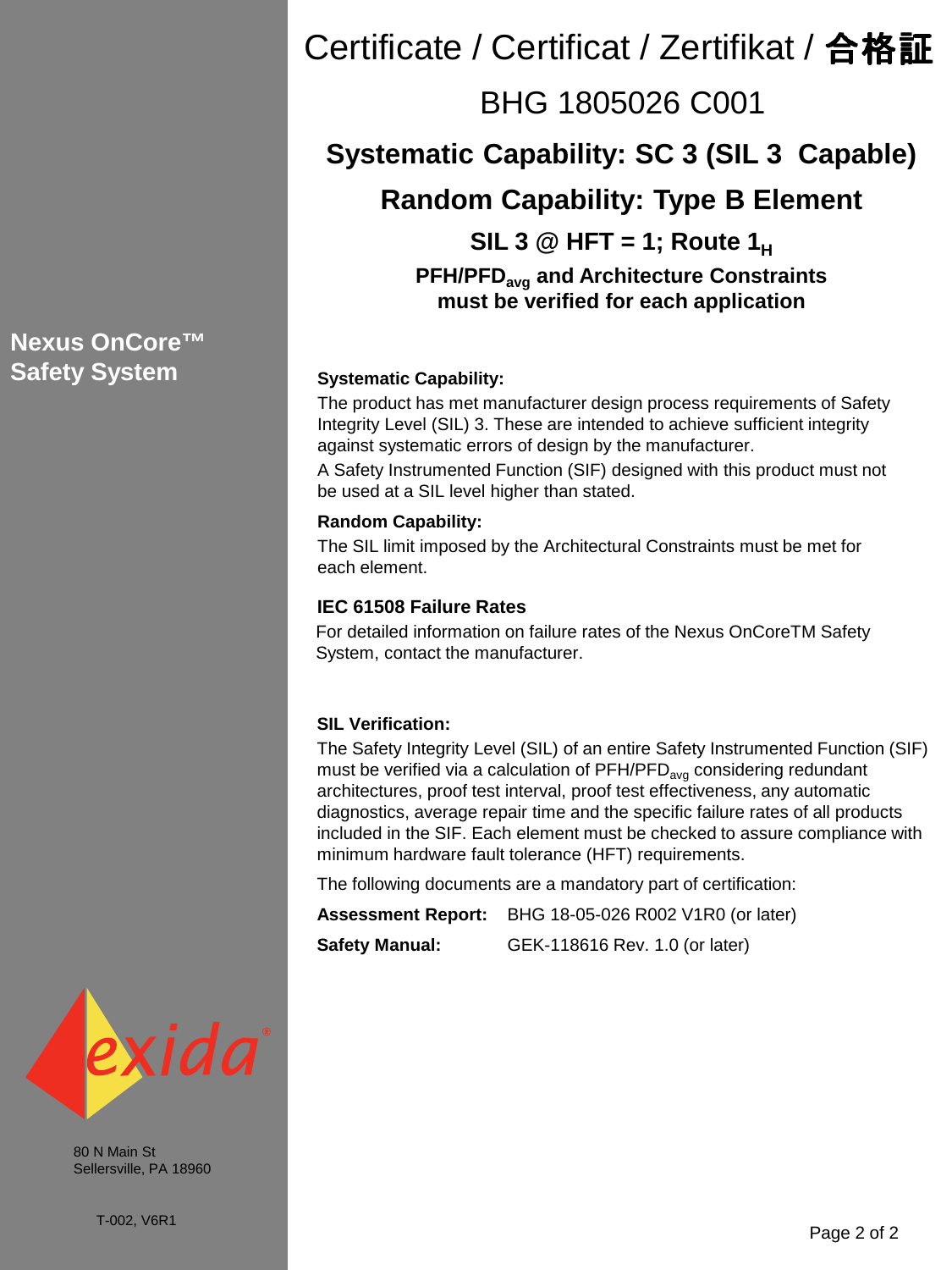# Certificate / Certificat / Zertifikat / 合格証

## BHG 1805026 C001

**Systematic Capability: SC 3 (SIL 3 Capable)**

**Random Capability: Type B Element**

**SIL 3 @ HFT = 1; Route $1_H$**

**$PFH/PFD_{avg}$ and Architecture Constraints must be verified for each application**

**Nexus OnCore™ Safety System**

**Systematic Capability:**

The product has met manufacturer design process requirements of Safety Integrity Level (SIL) 3. These are intended to achieve sufficient integrity against systematic errors of design by the manufacturer.

A Safety Instrumented Function (SIF) designed with this product must not be used at a SIL level higher than stated.

**Random Capability:**

The SIL limit imposed by the Architectural Constraints must be met for each element.

**IEC 61508 Failure Rates**

For detailed information on failure rates of the Nexus OnCoreTM Safety System, contact the manufacturer.

**SIL Verification:**

The Safety Integrity Level (SIL) of an entire Safety Instrumented Function (SIF) must be verified via a calculation of $PFH/PFD_{avg}$ considering redundant architectures, proof test interval, proof test effectiveness, any automatic diagnostics, average repair time and the specific failure rates of all products included in the SIF. Each element must be checked to assure compliance with minimum hardware fault tolerance (HFT) requirements.

The following documents are a mandatory part of certification:

**Assessment Report:** BHG 18-05-026 R002 V1R0 (or later)

**Safety Manual:** GEK-118616 Rev. 1.0 (or later)

exida

80 N Main St
Sellersville, PA 18960

T-002, V6R1